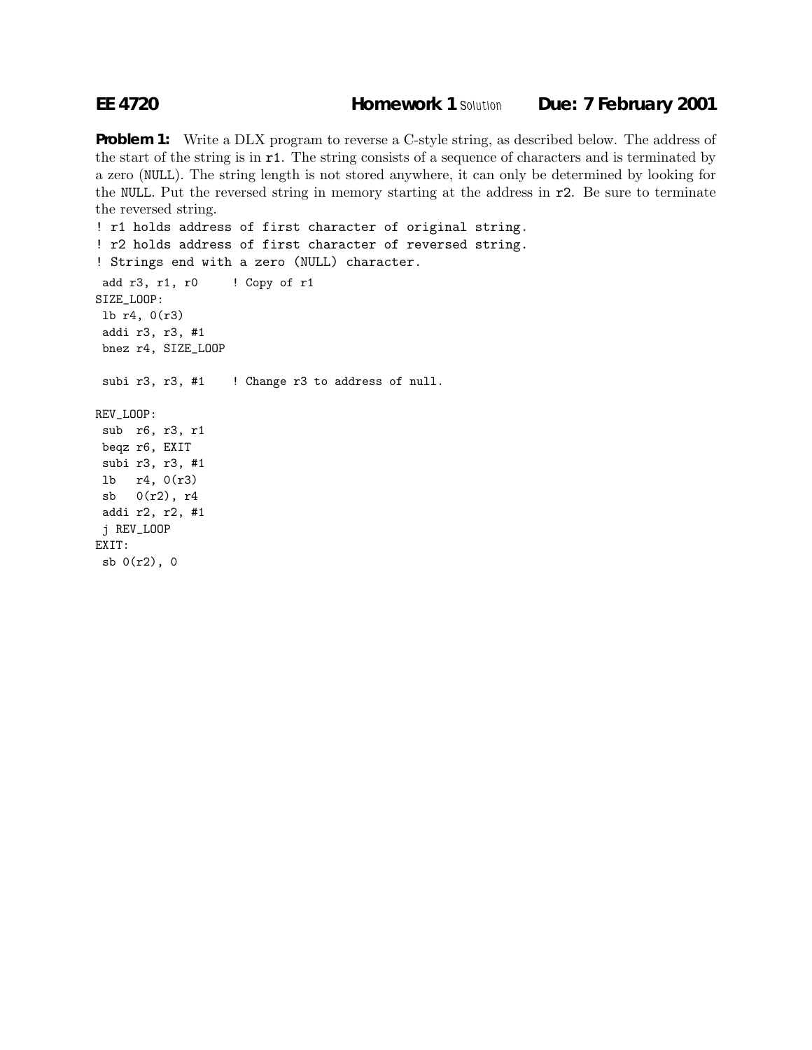**EE 4720** **Homework 1** Solution **Due: 7 February 2001**

**Problem 1:** Write a DLX program to reverse a C-style string, as described below. The address of the start of the string is in `r1`. The string consists of a sequence of characters and is terminated by a zero (`NULL`). The string length is not stored anywhere, it can only be determined by looking for the `NULL`. Put the reversed string in memory starting at the address in `r2`. Be sure to terminate the reversed string.

```
! r1 holds address of first character of original string.
! r2 holds address of first character of reversed string.
! Strings end with a zero (NULL) character.
 add r3, r1, r0     ! Copy of r1
SIZE_LOOP:
 lb r4, 0(r3)
 addi r3, r3, #1
 bnez r4, SIZE_LOOP

 subi r3, r3, #1    ! Change r3 to address of null.

REV_LOOP:
 sub  r6, r3, r1
 beqz r6, EXIT
 subi r3, r3, #1
 lb   r4, 0(r3)
 sb   0(r2), r4
 addi r2, r2, #1
 j REV_LOOP
EXIT:
 sb 0(r2), 0
```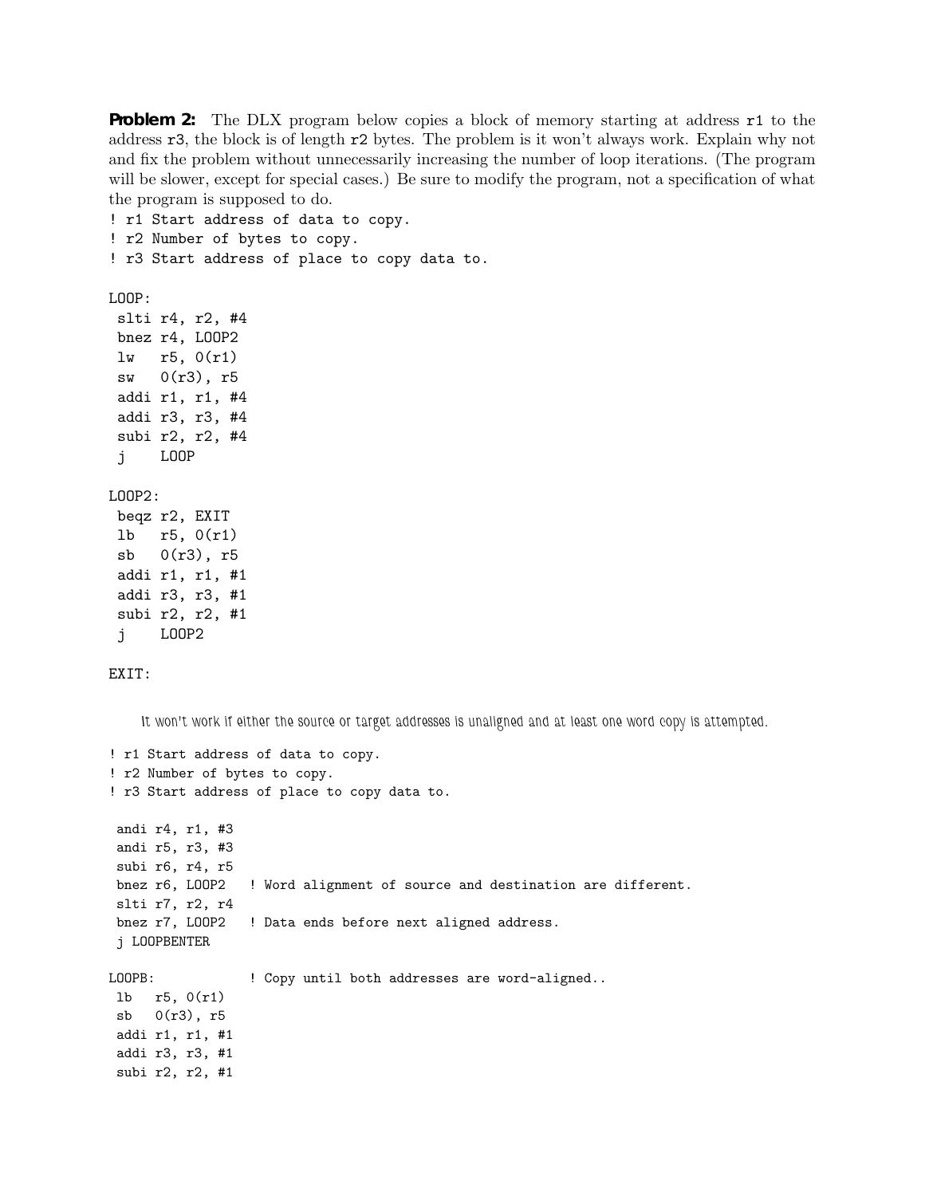**Problem 2:** The DLX program below copies a block of memory starting at address `r1` to the address `r3`, the block is of length `r2` bytes. The problem is it won't always work. Explain why not and fix the problem without unnecessarily increasing the number of loop iterations. (The program will be slower, except for special cases.) Be sure to modify the program, not a specification of what the program is supposed to do.

```
! r1 Start address of data to copy.
! r2 Number of bytes to copy.
! r3 Start address of place to copy data to.

LOOP:
 slti r4, r2, #4
 bnez r4, LOOP2
 lw   r5, 0(r1)
 sw   0(r3), r5
 addi r1, r1, #4
 addi r3, r3, #4
 subi r2, r2, #4
 j    LOOP

LOOP2:
 beqz r2, EXIT
 lb   r5, 0(r1)
 sb   0(r3), r5
 addi r1, r1, #1
 addi r3, r3, #1
 subi r2, r2, #1
 j    LOOP2

EXIT:
```

*It won't work if either the source or target addresses is unaligned and at least one word copy is attempted.*

```
! r1 Start address of data to copy.
! r2 Number of bytes to copy.
! r3 Start address of place to copy data to.

 andi r4, r1, #3
 andi r5, r3, #3
 subi r6, r4, r5
 bnez r6, LOOP2   ! Word alignment of source and destination are different.
 slti r7, r2, r4
 bnez r7, LOOP2   ! Data ends before next aligned address.
 j LOOPBENTER

LOOPB:            ! Copy until both addresses are word-aligned..
 lb   r5, 0(r1)
 sb   0(r3), r5
 addi r1, r1, #1
 addi r3, r3, #1
 subi r2, r2, #1
```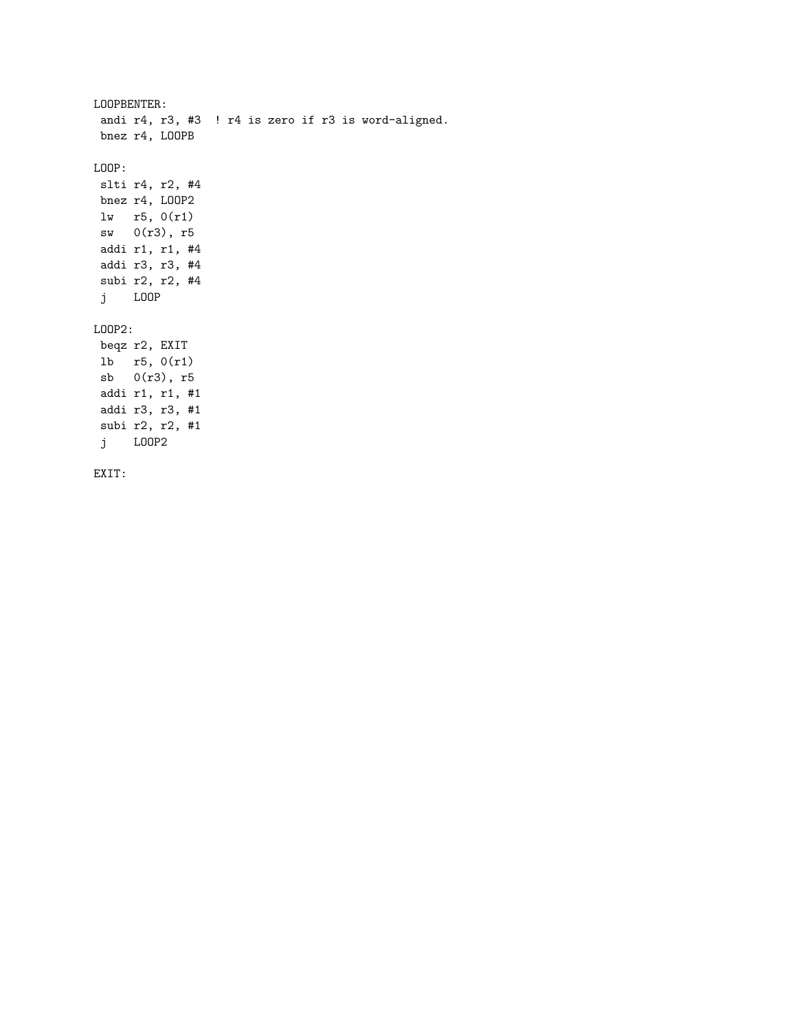```
LOOPBENTER:
 andi r4, r3, #3  ! r4 is zero if r3 is word-aligned.
 bnez r4, LOOPB

LOOP:
 slti r4, r2, #4
 bnez r4, LOOP2
 lw   r5, 0(r1)
 sw   0(r3), r5
 addi r1, r1, #4
 addi r3, r3, #4
 subi r2, r2, #4
 j    LOOP

LOOP2:
 beqz r2, EXIT
 lb   r5, 0(r1)
 sb   0(r3), r5
 addi r1, r1, #1
 addi r3, r3, #1
 subi r2, r2, #1
 j    LOOP2

EXIT:
```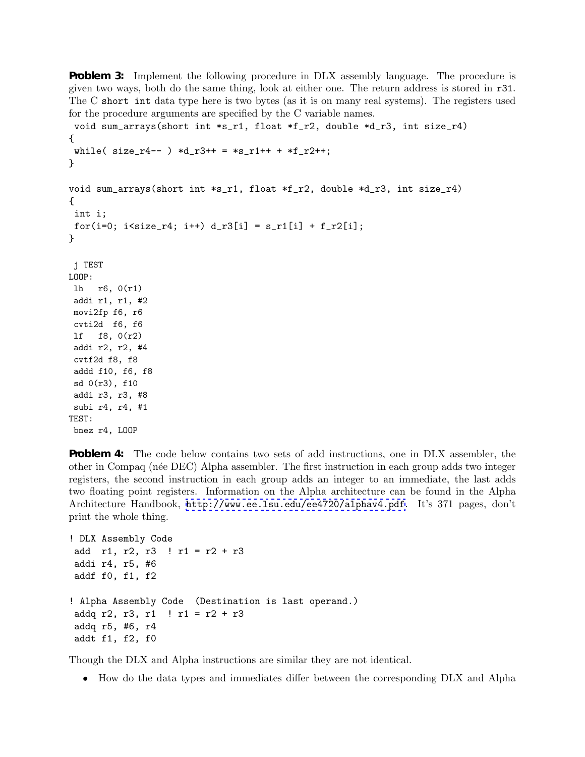**Problem 3:** Implement the following procedure in DLX assembly language. The procedure is given two ways, both do the same thing, look at either one. The return address is stored in `r31`. The C `short int` data type here is two bytes (as it is on many real systems). The registers used for the procedure arguments are specified by the C variable names.

```
 void sum_arrays(short int *s_r1, float *f_r2, double *d_r3, int size_r4)
{
 while( size_r4-- ) *d_r3++ = *s_r1++ + *f_r2++;
}

void sum_arrays(short int *s_r1, float *f_r2, double *d_r3, int size_r4)
{
 int i;
 for(i=0; i<size_r4; i++) d_r3[i] = s_r1[i] + f_r2[i];
}
```

```
 j TEST
LOOP:
 lh   r6, 0(r1)
 addi r1, r1, #2
 movi2fp f6, r6
 cvti2d  f6, f6
 lf   f8, 0(r2)
 addi r2, r2, #4
 cvtf2d f8, f8
 addd f10, f6, f8
 sd 0(r3), f10
 addi r3, r3, #8
 subi r4, r4, #1
TEST:
 bnez r4, LOOP
```

**Problem 4:** The code below contains two sets of add instructions, one in DLX assembler, the other in Compaq (née DEC) Alpha assembler. The first instruction in each group adds two integer registers, the second instruction in each group adds an integer to an immediate, the last adds two floating point registers. Information on the Alpha architecture can be found in the Alpha Architecture Handbook, http://www.ee.lsu.edu/ee4720/alphav4.pdf. It's 371 pages, don't print the whole thing.

```
! DLX Assembly Code
 add  r1, r2, r3  ! r1 = r2 + r3
 addi r4, r5, #6
 addf f0, f1, f2

! Alpha Assembly Code  (Destination is last operand.)
 addq r2, r3, r1  ! r1 = r2 + r3
 addq r5, #6, r4
 addt f1, f2, f0
```

Though the DLX and Alpha instructions are similar they are not identical.

- How do the data types and immediates differ between the corresponding DLX and Alpha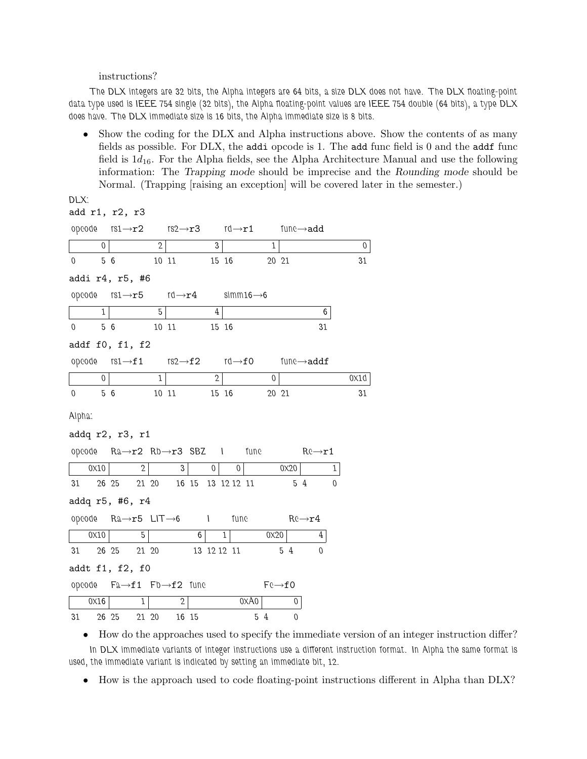instructions?

The DLX integers are 32 bits, the Alpha integers are 64 bits, a size DLX does not have. The DLX floating-point data type used is IEEE 754 single (32 bits), the Alpha floating-point values are IEEE 754 double (64 bits), a type DLX does have. The DLX immediate size is 16 bits, the Alpha immediate size is 8 bits.

- Show the coding for the DLX and Alpha instructions above. Show the contents of as many fields as possible. For DLX, the `addi` opcode is 1. The `add` func field is 0 and the `addf` func field is $1d_{16}$. For the Alpha fields, see the Alpha Architecture Manual and use the following information: The *Trapping mode* should be imprecise and the *Rounding mode* should be Normal. (Trapping [raising an exception] will be covered later in the semester.)

DLX:

`add r1, r2, r3`

| opcode | rs1→r2 | rs2→r3 | rd→r1 | func→add |
|---|---|---|---|---|
| 0 | 2 | 3 | 1 | 0 |
| 0–5 | 6–10 | 11–15 | 16–20 | 21–31 |

`addi r4, r5, #6`

| opcode | rs1→r5 | rd→r4 | simm16→6 |
|---|---|---|---|
| 1 | 5 | 4 | 6 |
| 0–5 | 6–10 | 11–15 | 16–31 |

`addf f0, f1, f2`

| opcode | rs1→f1 | rs2→f2 | rd→f0 | func→addf |
|---|---|---|---|---|
| 0 | 1 | 2 | 0 | 0x1d |
| 0–5 | 6–10 | 11–15 | 16–20 | 21–31 |

Alpha:

`addq r2, r3, r1`

| opcode | Ra→r2 | Rb→r3 | SBZ | I | func | Rc→r1 |
|---|---|---|---|---|---|---|
| 0x10 | 2 | 3 | 0 | 0 | 0x20 | 1 |
| 31–26 | 25–21 | 20–16 | 15–13 | 12–12 | 11–5 | 4–0 |

`addq r5, #6, r4`

| opcode | Ra→r5 | LIT→6 | I | func | Rc→r4 |
|---|---|---|---|---|---|
| 0x10 | 5 | 6 | 1 | 0x20 | 4 |
| 31–26 | 25–21 | 20–13 | 12–12 | 11–5 | 4–0 |

`addt f1, f2, f0`

| opcode | Fa→f1 | Fb→f2 | func | Fc→f0 |
|---|---|---|---|---|
| 0x16 | 1 | 2 | 0xA0 | 0 |
| 31–26 | 25–21 | 20–16 | 15–5 | 4–0 |

- How do the approaches used to specify the immediate version of an integer instruction differ?

In DLX immediate variants of integer instructions use a different instruction format. In Alpha the same format is used, the immediate variant is indicated by setting an immediate bit, 12.

- How is the approach used to code floating-point instructions different in Alpha than DLX?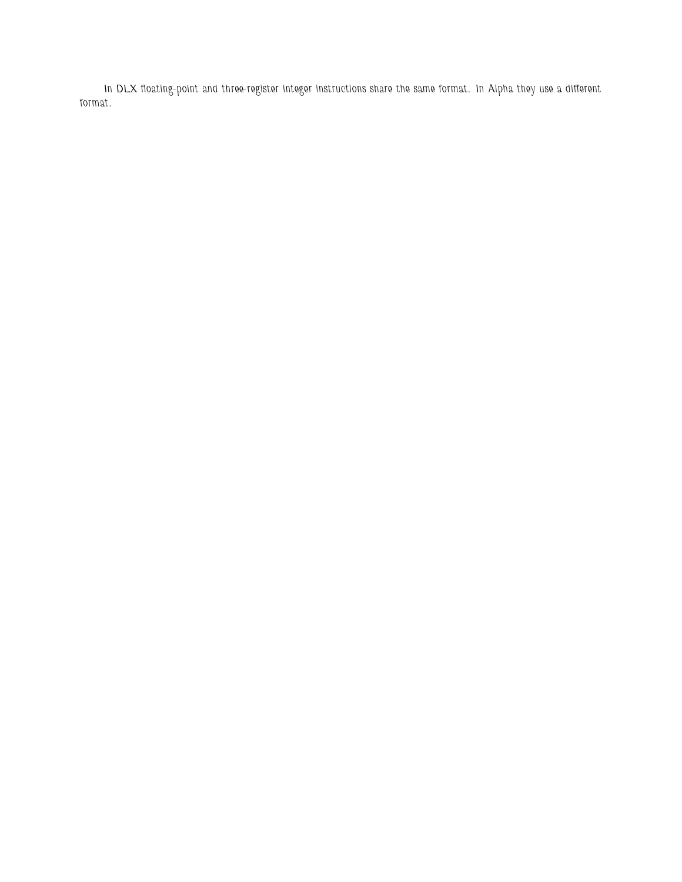In DLX floating-point and three-register integer instructions share the same format. In Alpha they use a different format.